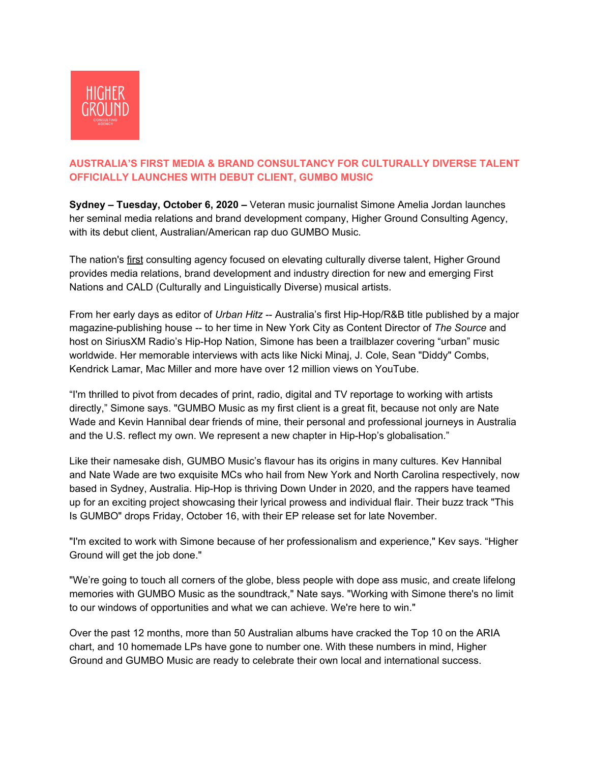HIGHER GROUND

CONSULTING AGENCY

## AUSTRALIA'S FIRST MEDIA & BRAND CONSULTANCY FOR CULTURALLY DIVERSE TALENT OFFICIALLY LAUNCHES WITH DEBUT CLIENT, GUMBO MUSIC

**Sydney – Tuesday, October 6, 2020 –** Veteran music journalist Simone Amelia Jordan launches her seminal media relations and brand development company, Higher Ground Consulting Agency, with its debut client, Australian/American rap duo GUMBO Music.

The nation's first consulting agency focused on elevating culturally diverse talent, Higher Ground provides media relations, brand development and industry direction for new and emerging First Nations and CALD (Culturally and Linguistically Diverse) musical artists.

From her early days as editor of *Urban Hitz* -- Australia's first Hip-Hop/R&B title published by a major magazine-publishing house -- to her time in New York City as Content Director of *The Source* and host on SiriusXM Radio's Hip-Hop Nation, Simone has been a trailblazer covering "urban" music worldwide. Her memorable interviews with acts like Nicki Minaj, J. Cole, Sean "Diddy" Combs, Kendrick Lamar, Mac Miller and more have over 12 million views on YouTube.

"I'm thrilled to pivot from decades of print, radio, digital and TV reportage to working with artists directly," Simone says. "GUMBO Music as my first client is a great fit, because not only are Nate Wade and Kevin Hannibal dear friends of mine, their personal and professional journeys in Australia and the U.S. reflect my own. We represent a new chapter in Hip-Hop's globalisation."

Like their namesake dish, GUMBO Music's flavour has its origins in many cultures. Kev Hannibal and Nate Wade are two exquisite MCs who hail from New York and North Carolina respectively, now based in Sydney, Australia. Hip-Hop is thriving Down Under in 2020, and the rappers have teamed up for an exciting project showcasing their lyrical prowess and individual flair. Their buzz track "This Is GUMBO" drops Friday, October 16, with their EP release set for late November.

"I'm excited to work with Simone because of her professionalism and experience," Kev says. "Higher Ground will get the job done."

"We're going to touch all corners of the globe, bless people with dope ass music, and create lifelong memories with GUMBO Music as the soundtrack," Nate says. "Working with Simone there's no limit to our windows of opportunities and what we can achieve. We're here to win."

Over the past 12 months, more than 50 Australian albums have cracked the Top 10 on the ARIA chart, and 10 homemade LPs have gone to number one. With these numbers in mind, Higher Ground and GUMBO Music are ready to celebrate their own local and international success.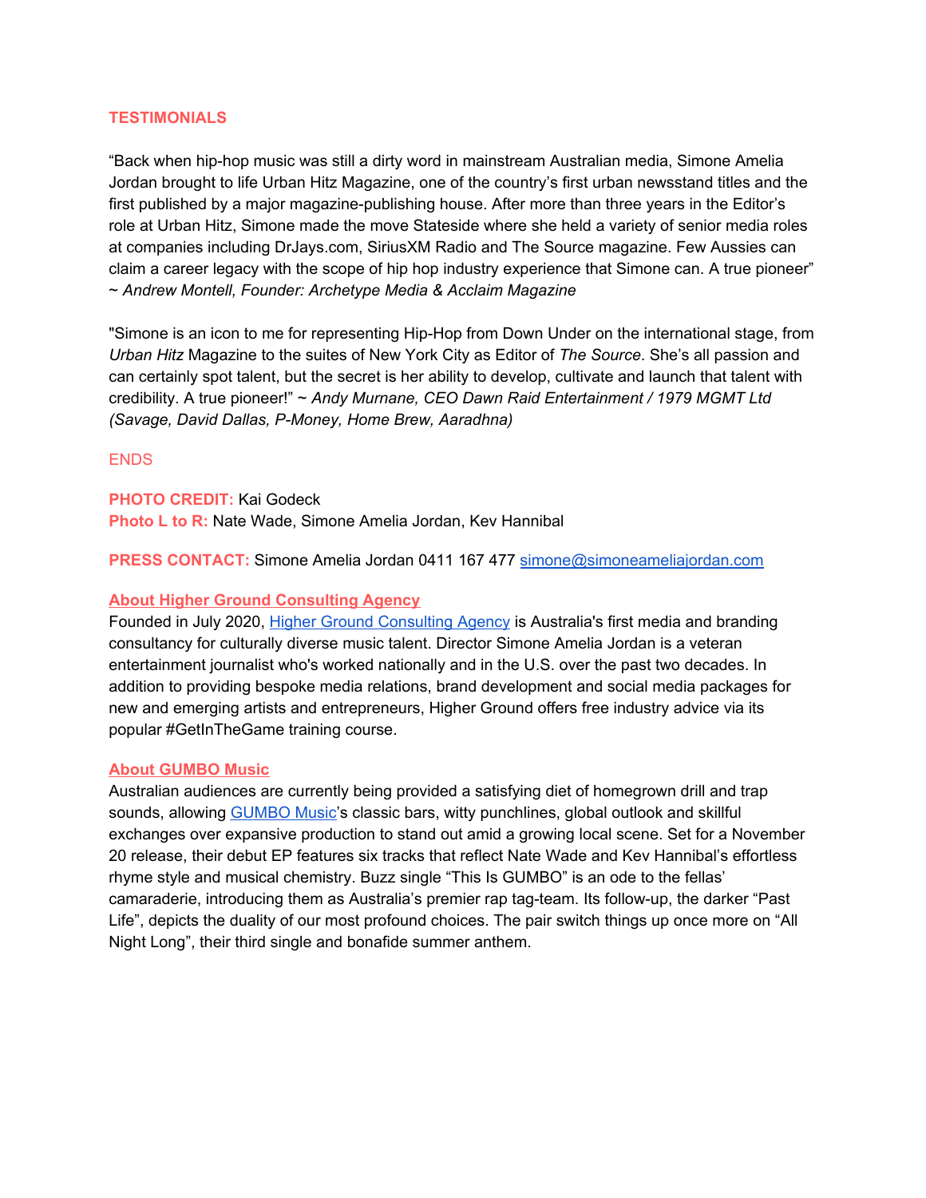## TESTIMONIALS

"Back when hip-hop music was still a dirty word in mainstream Australian media, Simone Amelia Jordan brought to life Urban Hitz Magazine, one of the country's first urban newsstand titles and the first published by a major magazine-publishing house. After more than three years in the Editor's role at Urban Hitz, Simone made the move Stateside where she held a variety of senior media roles at companies including DrJays.com, SiriusXM Radio and The Source magazine. Few Aussies can claim a career legacy with the scope of hip hop industry experience that Simone can. A true pioneer" ~ *Andrew Montell, Founder: Archetype Media & Acclaim Magazine*

"Simone is an icon to me for representing Hip-Hop from Down Under on the international stage, from *Urban Hitz* Magazine to the suites of New York City as Editor of *The Source*. She's all passion and can certainly spot talent, but the secret is her ability to develop, cultivate and launch that talent with credibility. A true pioneer!" ~ *Andy Murnane, CEO Dawn Raid Entertainment / 1979 MGMT Ltd (Savage, David Dallas, P-Money, Home Brew, Aaradhna)*

ENDS

**PHOTO CREDIT:** Kai Godeck
**Photo L to R:** Nate Wade, Simone Amelia Jordan, Kev Hannibal

**PRESS CONTACT:** Simone Amelia Jordan 0411 167 477 simone@simoneameliajordan.com

**About Higher Ground Consulting Agency**

Founded in July 2020, Higher Ground Consulting Agency is Australia's first media and branding consultancy for culturally diverse music talent. Director Simone Amelia Jordan is a veteran entertainment journalist who's worked nationally and in the U.S. over the past two decades. In addition to providing bespoke media relations, brand development and social media packages for new and emerging artists and entrepreneurs, Higher Ground offers free industry advice via its popular #GetInTheGame training course.

**About GUMBO Music**

Australian audiences are currently being provided a satisfying diet of homegrown drill and trap sounds, allowing GUMBO Music's classic bars, witty punchlines, global outlook and skillful exchanges over expansive production to stand out amid a growing local scene. Set for a November 20 release, their debut EP features six tracks that reflect Nate Wade and Kev Hannibal's effortless rhyme style and musical chemistry. Buzz single "This Is GUMBO" is an ode to the fellas' camaraderie, introducing them as Australia's premier rap tag-team. Its follow-up, the darker "Past Life", depicts the duality of our most profound choices. The pair switch things up once more on "All Night Long", their third single and bonafide summer anthem.